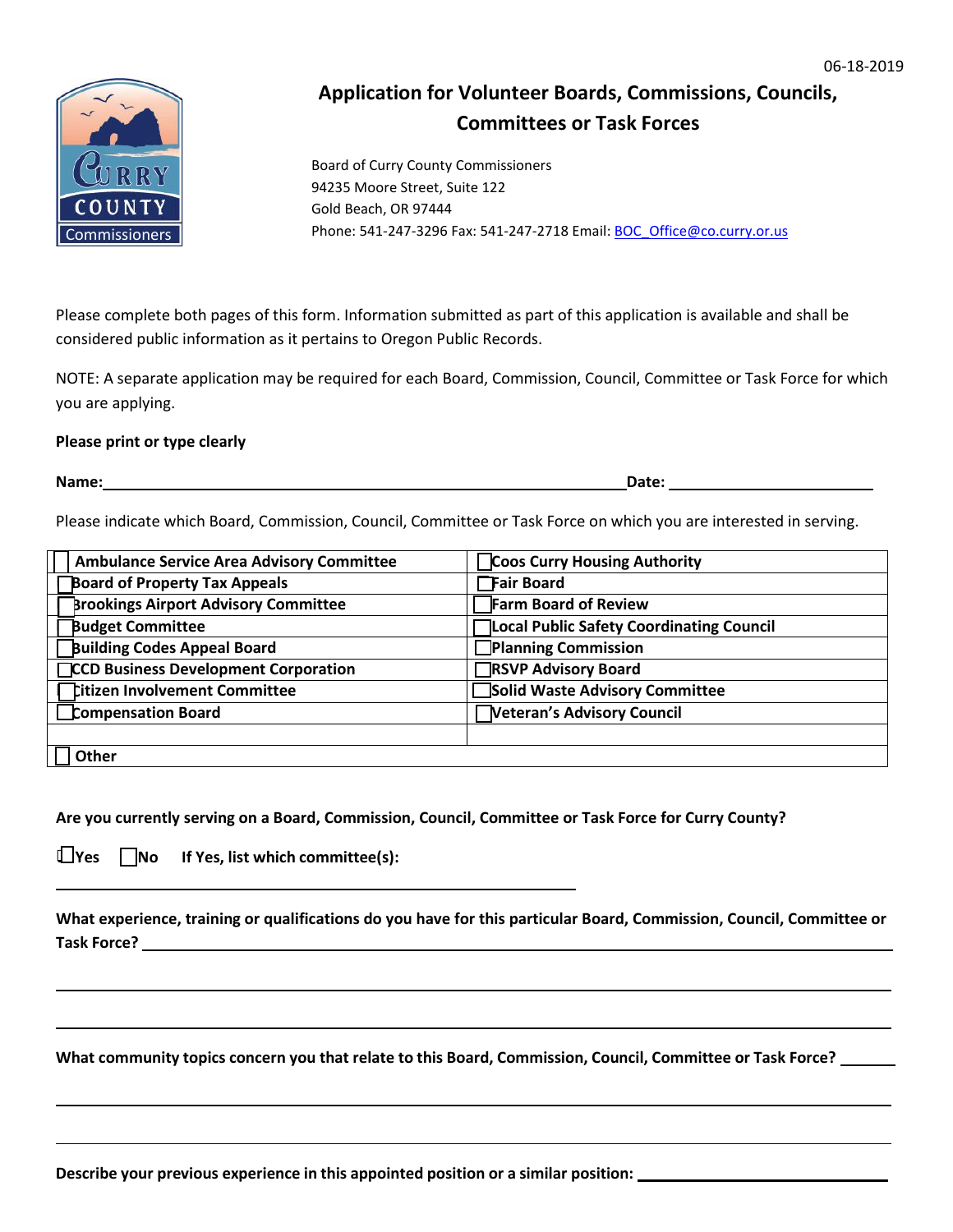06-18-2019

# Application for Volunteer Boards, Commissions, Councils, Committees or Task Forces

Board of Curry County Commissioners
94235 Moore Street, Suite 122
Gold Beach, OR 97444
Phone: 541-247-3296 Fax: 541-247-2718 Email: BOC_Office@co.curry.or.us

Please complete both pages of this form. Information submitted as part of this application is available and shall be considered public information as it pertains to Oregon Public Records.

NOTE: A separate application may be required for each Board, Commission, Council, Committee or Task Force for which you are applying.

**Please print or type clearly**

**Name:** ______________________________ **Date:** ______________

Please indicate which Board, Commission, Council, Committee or Task Force on which you are interested in serving.

| | |
|---|---|
| ☐ **Ambulance Service Area Advisory Committee** | ☐ **Coos Curry Housing Authority** |
| ☐ **Board of Property Tax Appeals** | ☐ **Fair Board** |
| ☐ **Brookings Airport Advisory Committee** | ☐ **Farm Board of Review** |
| ☐ **Budget Committee** | ☐ **Local Public Safety Coordinating Council** |
| ☐ **Building Codes Appeal Board** | ☐ **Planning Commission** |
| ☐ **CCD Business Development Corporation** | ☐ **RSVP Advisory Board** |
| ☐ **Citizen Involvement Committee** | ☐ **Solid Waste Advisory Committee** |
| ☐ **Compensation Board** | ☐ **Veteran's Advisory Council** |
| | |
| ☐ **Other** | |

**Are you currently serving on a Board, Commission, Council, Committee or Task Force for Curry County?**

☐ **Yes** ☐ **No** **If Yes, list which committee(s):**

______________________________

**What experience, training or qualifications do you have for this particular Board, Commission, Council, Committee or Task Force?** ______________________________

______________________________

______________________________

**What community topics concern you that relate to this Board, Commission, Council, Committee or Task Force?** ________

______________________________

______________________________

**Describe your previous experience in this appointed position or a similar position:** ______________________________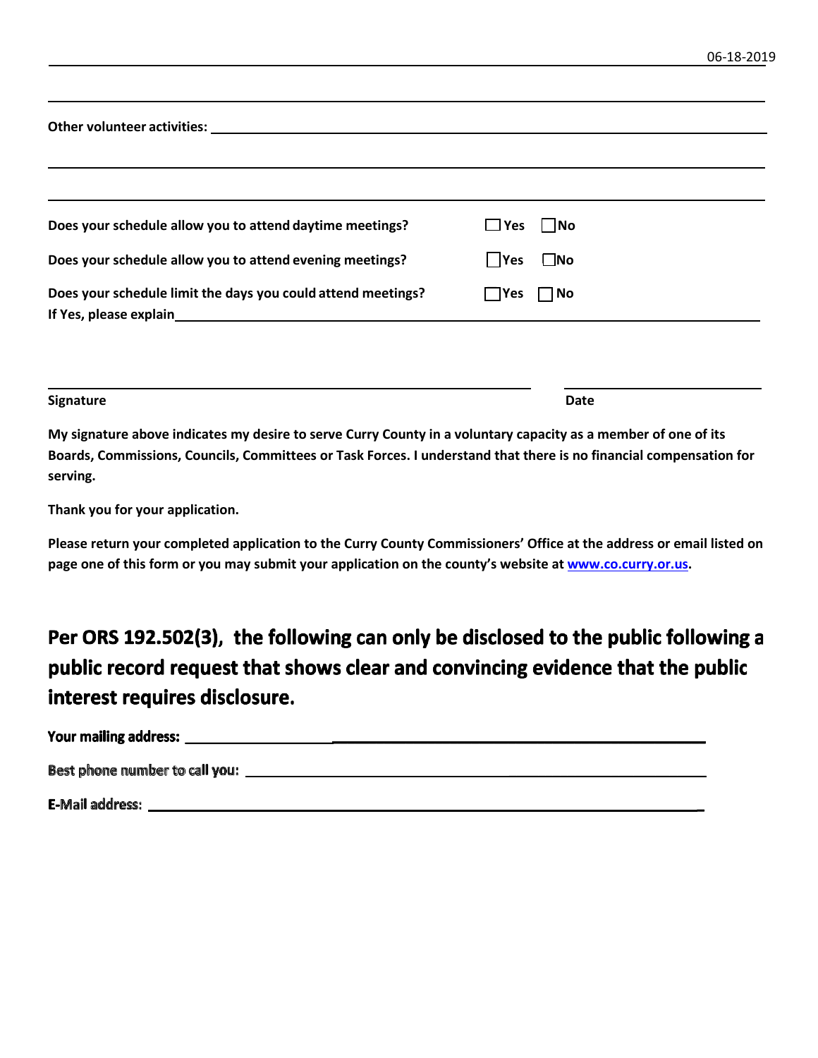**Other volunteer activities:** ____________________________________________

____________________________________________

____________________________________________

**Does your schedule allow you to attend daytime meetings?** ☐ **Yes** ☐ **No**

**Does your schedule allow you to attend evening meetings?** ☐ **Yes** ☐ **No**

**Does your schedule limit the days you could attend meetings?** ☐ **Yes** ☐ **No**

**If Yes, please explain** ____________________________________________

____________________________________________ ____________________

**Signature** **Date**

**My signature above indicates my desire to serve Curry County in a voluntary capacity as a member of one of its Boards, Commissions, Councils, Committees or Task Forces. I understand that there is no financial compensation for serving.**

**Thank you for your application.**

**Please return your completed application to the Curry County Commissioners' Office at the address or email listed on page one of this form or you may submit your application on the county's website at [www.co.curry.or.us](http://www.co.curry.or.us).**

## Per ORS 192.502(3), the following can only be disclosed to the public following a public record request that shows clear and convincing evidence that the public interest requires disclosure.

**Your mailing address:** ____________________________________________

**Best phone number to call you:** ____________________________________________

**E-Mail address:** ____________________________________________